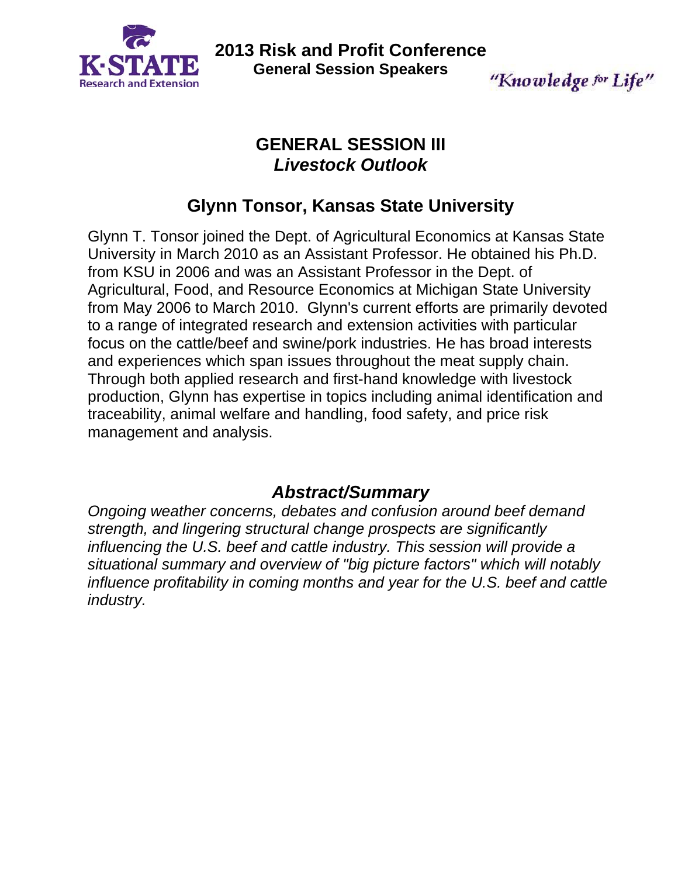# 2013 Risk and Profit Conference

**General Session Speakers**

"Knowledge for Life"

## GENERAL SESSION III

### *Livestock Outlook*

## Glynn Tonsor, Kansas State University

Glynn T. Tonsor joined the Dept. of Agricultural Economics at Kansas State University in March 2010 as an Assistant Professor. He obtained his Ph.D. from KSU in 2006 and was an Assistant Professor in the Dept. of Agricultural, Food, and Resource Economics at Michigan State University from May 2006 to March 2010. Glynn's current efforts are primarily devoted to a range of integrated research and extension activities with particular focus on the cattle/beef and swine/pork industries. He has broad interests and experiences which span issues throughout the meat supply chain. Through both applied research and first-hand knowledge with livestock production, Glynn has expertise in topics including animal identification and traceability, animal welfare and handling, food safety, and price risk management and analysis.

## *Abstract/Summary*

*Ongoing weather concerns, debates and confusion around beef demand strength, and lingering structural change prospects are significantly influencing the U.S. beef and cattle industry. This session will provide a situational summary and overview of "big picture factors" which will notably influence profitability in coming months and year for the U.S. beef and cattle industry.*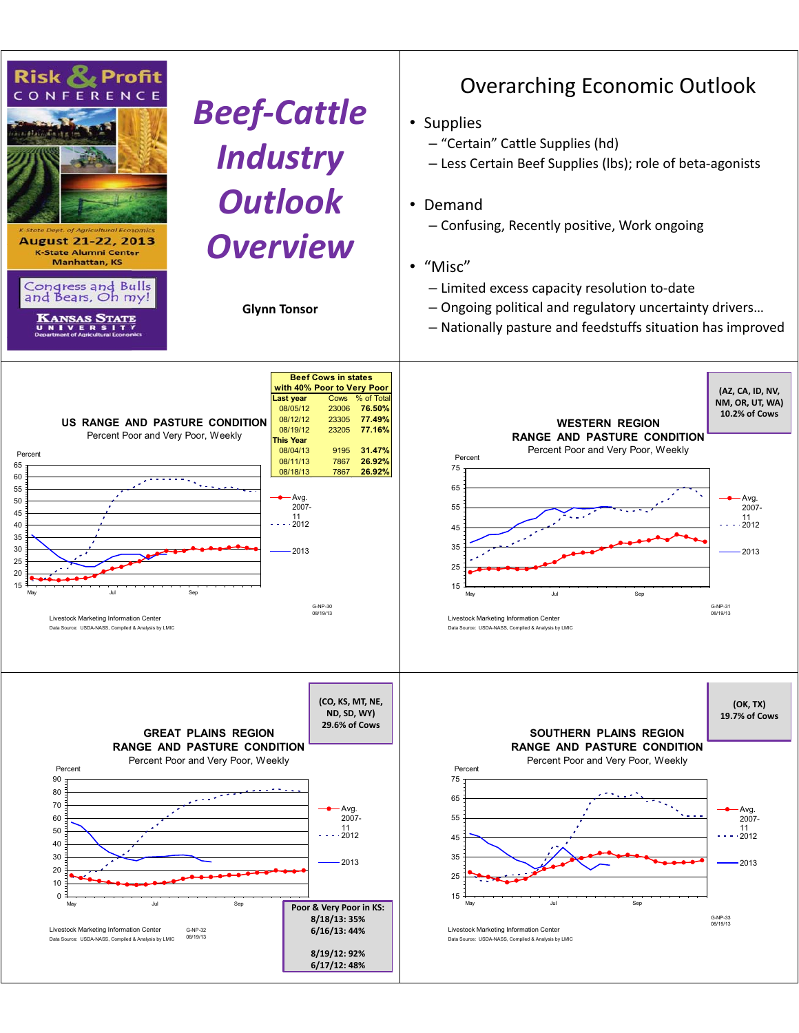## Risk & Profit Conference

K-State Dept. of Agricultural Economics
August 21-22, 2013
K-State Alumni Center
Manhattan, KS

Congress and Bulls and Bears, Oh my!

Kansas State University
Department of Agricultural Economics

# *Beef-Cattle Industry Outlook Overview*

**Glynn Tonsor**

---

## Overarching Economic Outlook

- Supplies
  - "Certain" Cattle Supplies (hd)
  - Less Certain Beef Supplies (lbs); role of beta-agonists
- Demand
  - Confusing, Recently positive, Work ongoing
- "Misc"
  - Limited excess capacity resolution to-date
  - Ongoing political and regulatory uncertainty drivers…
  - Nationally pasture and feedstuffs situation has improved

---

### US RANGE AND PASTURE CONDITION

Percent Poor and Very Poor, Weekly

| Beef Cows in states with 40% Poor to Very Poor | | |
|---|---|---|
| Last year | Cows | % of Total |
| 08/05/12 | 23006 | **76.50%** |
| 08/12/12 | 23305 | **77.49%** |
| 08/19/12 | 23205 | **77.16%** |
| This Year | | |
| 08/04/13 | 9195 | **31.47%** |
| 08/11/13 | 7867 | **26.92%** |
| 08/18/13 | 7867 | **26.92%** |

Legend: Avg. 2007-11; 2012; 2013

G-NP-30
08/19/13

Livestock Marketing Information Center
Data Source: USDA-NASS, Compiled & Analysis by LMIC

---

### WESTERN REGION RANGE AND PASTURE CONDITION

Percent Poor and Very Poor, Weekly

**(AZ, CA, ID, NV, NM, OR, UT, WA) 10.2% of Cows**

Legend: Avg. 2007-11; 2012; 2013

G-NP-31
08/19/13

Livestock Marketing Information Center
Data Source: USDA-NASS, Compiled & Analysis by LMIC

---

### GREAT PLAINS REGION RANGE AND PASTURE CONDITION

Percent Poor and Very Poor, Weekly

**(CO, KS, MT, NE, ND, SD, WY) 29.6% of Cows**

Legend: Avg. 2007-11; 2012; 2013

**Poor & Very Poor in KS:**
**8/18/13: 35%**
**6/16/13: 44%**

**8/19/12: 92%**
**6/17/12: 48%**

G-NP-32
08/19/13

Livestock Marketing Information Center
Data Source: USDA-NASS, Compiled & Analysis by LMIC

---

### SOUTHERN PLAINS REGION RANGE AND PASTURE CONDITION

Percent Poor and Very Poor, Weekly

**(OK, TX) 19.7% of Cows**

Legend: Avg. 2007-11; 2012; 2013

G-NP-33
08/19/13

Livestock Marketing Information Center
Data Source: USDA-NASS, Compiled & Analysis by LMIC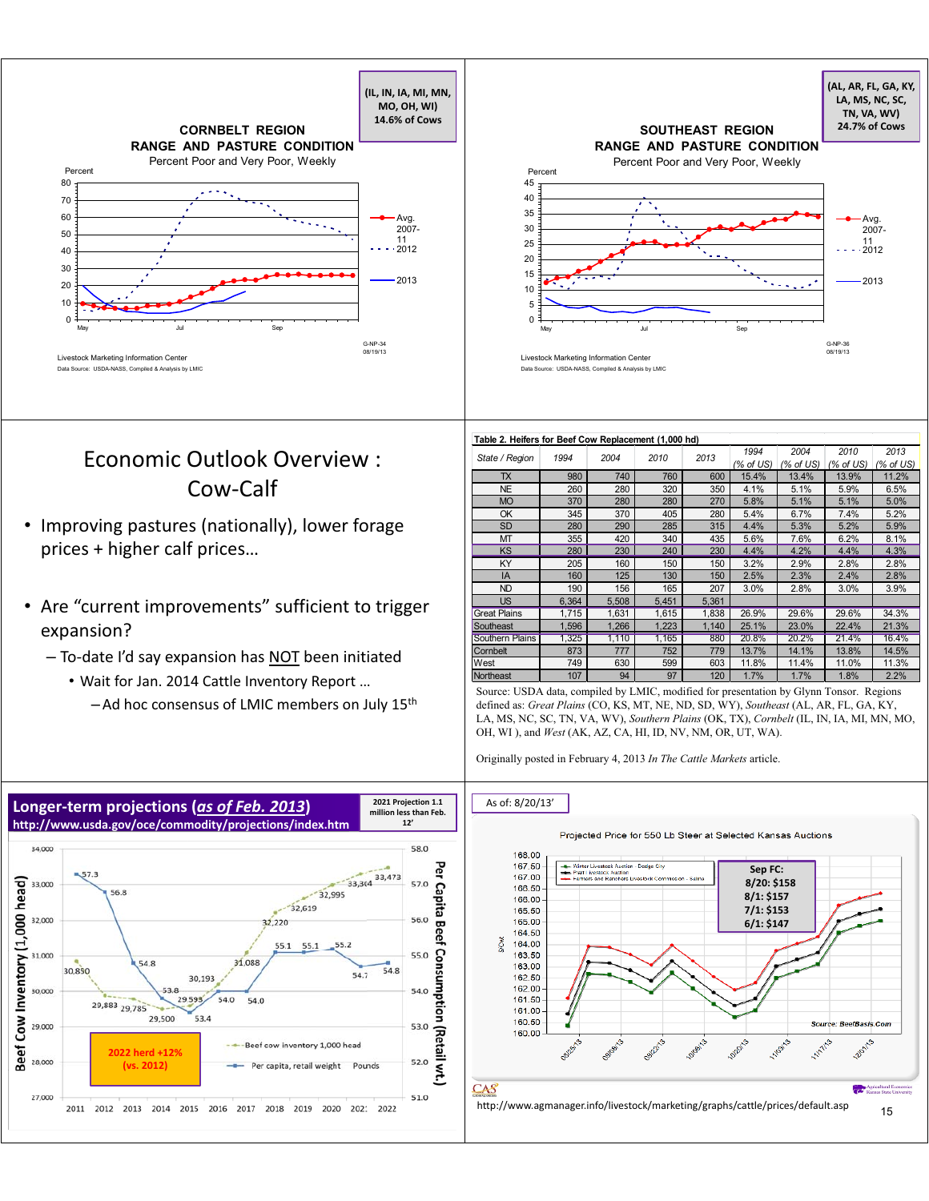**(IL, IN, IA, MI, MN, MO, OH, WI) 14.6% of Cows**

**CORNBELT REGION RANGE AND PASTURE CONDITION**

Percent Poor and Very Poor, Weekly

Livestock Marketing Information Center
Data Source: USDA-NASS, Compiled & Analysis by LMIC

**(AL, AR, FL, GA, KY, LA, MS, NC, SC, TN, VA, WV) 24.7% of Cows**

**SOUTHEAST REGION RANGE AND PASTURE CONDITION**

Percent Poor and Very Poor, Weekly

Livestock Marketing Information Center
Data Source: USDA-NASS, Compiled & Analysis by LMIC

# Economic Outlook Overview : Cow-Calf

- Improving pastures (nationally), lower forage prices + higher calf prices…
- Are "current improvements" sufficient to trigger expansion?
  - To-date I'd say expansion has NOT been initiated
    - Wait for Jan. 2014 Cattle Inventory Report …
      - Ad hoc consensus of LMIC members on July 15th

**Table 2. Heifers for Beef Cow Replacement (1,000 hd)**

| State / Region | 1994 | 2004 | 2010 | 2013 | 1994 (% of US) | 2004 (% of US) | 2010 (% of US) | 2013 (% of US) |
|---|---|---|---|---|---|---|---|---|
| TX | 980 | 740 | 760 | 600 | 15.4% | 13.4% | 13.9% | 11.2% |
| NE | 260 | 280 | 320 | 350 | 4.1% | 5.1% | 5.9% | 6.5% |
| MO | 370 | 280 | 280 | 270 | 5.8% | 5.1% | 5.1% | 5.0% |
| OK | 345 | 370 | 405 | 280 | 5.4% | 6.7% | 7.4% | 5.2% |
| SD | 280 | 290 | 285 | 315 | 4.4% | 5.3% | 5.2% | 5.9% |
| MT | 355 | 420 | 340 | 435 | 5.6% | 7.6% | 6.2% | 8.1% |
| KS | 280 | 230 | 240 | 230 | 4.4% | 4.2% | 4.4% | 4.3% |
| KY | 205 | 160 | 150 | 150 | 3.2% | 2.9% | 2.8% | 2.8% |
| IA | 160 | 125 | 130 | 150 | 2.5% | 2.3% | 2.4% | 2.8% |
| ND | 190 | 156 | 165 | 207 | 3.0% | 2.8% | 3.0% | 3.9% |
| US | 6,364 | 5,508 | 5,451 | 5,361 | | | | |
| Great Plains | 1,715 | 1,631 | 1,615 | 1,838 | 26.9% | 29.6% | 29.6% | 34.3% |
| Southeast | 1,596 | 1,266 | 1,223 | 1,140 | 25.1% | 23.0% | 22.4% | 21.3% |
| Southern Plains | 1,325 | 1,110 | 1,165 | 880 | 20.8% | 20.2% | 21.4% | 16.4% |
| Cornbelt | 873 | 777 | 752 | 779 | 13.7% | 14.1% | 13.8% | 14.5% |
| West | 749 | 630 | 599 | 603 | 11.8% | 11.4% | 11.0% | 11.3% |
| Northeast | 107 | 94 | 97 | 120 | 1.7% | 1.7% | 1.8% | 2.2% |

Source: USDA data, compiled by LMIC, modified for presentation by Glynn Tonsor. Regions defined as: *Great Plains* (CO, KS, MT, NE, ND, SD, WY), *Southeast* (AL, AR, FL, GA, KY, LA, MS, NC, SC, TN, VA, WV), *Southern Plains* (OK, TX), *Cornbelt* (IL, IN, IA, MI, MN, MO, OH, WI ), and *West* (AK, AZ, CA, HI, ID, NV, NM, OR, UT, WA).

Originally posted in February 4, 2013 *In The Cattle Markets* article.

## Longer-term projections (*as of Feb. 2013*)

http://www.usda.gov/oce/commodity/projections/index.htm

**2021 Projection 1.1 million less than Feb. 12'**

**2022 herd +12% (vs. 2012)**

As of: 8/20/13'

Projected Price for 550 Lb Steer at Selected Kansas Auctions

**Sep FC:**
**8/20: $158**
**8/1: $157**
**7/1: $153**
**6/1: $147**

Source: BeefBasis.Com

http://www.agmanager.info/livestock/marketing/graphs/cattle/prices/default.asp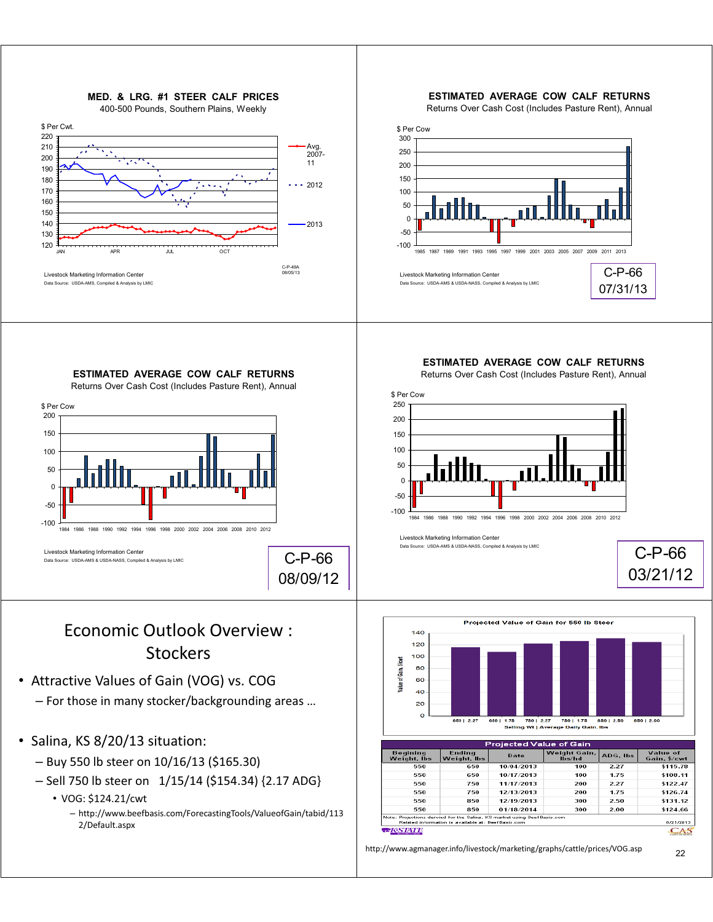## MED. & LRG. #1 STEER CALF PRICES

400-500 Pounds, Southern Plains, Weekly

$ Per Cwt.

Avg. 2007-11 · 2012 · 2013

C-P-49A 08/05/13

Livestock Marketing Information Center
Data Source: USDA-AMS, Compiled & Analysis by LMIC

## ESTIMATED AVERAGE COW CALF RETURNS

Returns Over Cash Cost (Includes Pasture Rent), Annual

$ Per Cow

Livestock Marketing Information Center
Data Source: USDA-AMS & USDA-NASS, Compiled & Analysis by LMIC

C-P-66 07/31/13

## ESTIMATED AVERAGE COW CALF RETURNS

Returns Over Cash Cost (Includes Pasture Rent), Annual

$ Per Cow

Livestock Marketing Information Center
Data Source: USDA-AMS & USDA-NASS, Compiled & Analysis by LMIC

C-P-66 08/09/12

## ESTIMATED AVERAGE COW CALF RETURNS

Returns Over Cash Cost (Includes Pasture Rent), Annual

$ Per Cow

Livestock Marketing Information Center
Data Source: USDA-AMS & USDA-NASS, Compiled & Analysis by LMIC

C-P-66 03/21/12

# Economic Outlook Overview : Stockers

- Attractive Values of Gain (VOG) vs. COG
  - For those in many stocker/backgrounding areas …
- Salina, KS 8/20/13 situation:
  - Buy 550 lb steer on 10/16/13 ($165.30)
  - Sell 750 lb steer on 1/15/14 ($154.34) {2.17 ADG}
    - VOG: $124.21/cwt
      - http://www.beefbasis.com/ForecastingTools/ValueofGain/tabid/1132/Default.aspx

**Projected Value of Gain for 550 lb Steer**

| Projected Value of Gain | | | | | |
|---|---|---|---|---|---|
| Beginning Weight, lbs | Ending Weight, lbs | Date | Weight Gain, lbs/hd | ADG, lbs | Value of Gain, $/cwt |
| 550 | 650 | 10/04/2013 | 100 | 2.27 | $115.78 |
| 550 | 650 | 10/17/2013 | 100 | 1.75 | $108.11 |
| 550 | 750 | 11/17/2013 | 200 | 2.27 | $122.47 |
| 550 | 750 | 12/13/2013 | 200 | 1.75 | $126.74 |
| 550 | 850 | 12/19/2013 | 300 | 2.50 | $131.12 |
| 550 | 850 | 01/18/2014 | 300 | 2.00 | $124.66 |

Note: Projections derived for the Salina, KS market using BeefBasis.com
Related information is available at: BeefBasis.com
8/21/2013

http://www.agmanager.info/livestock/marketing/graphs/cattle/prices/VOG.asp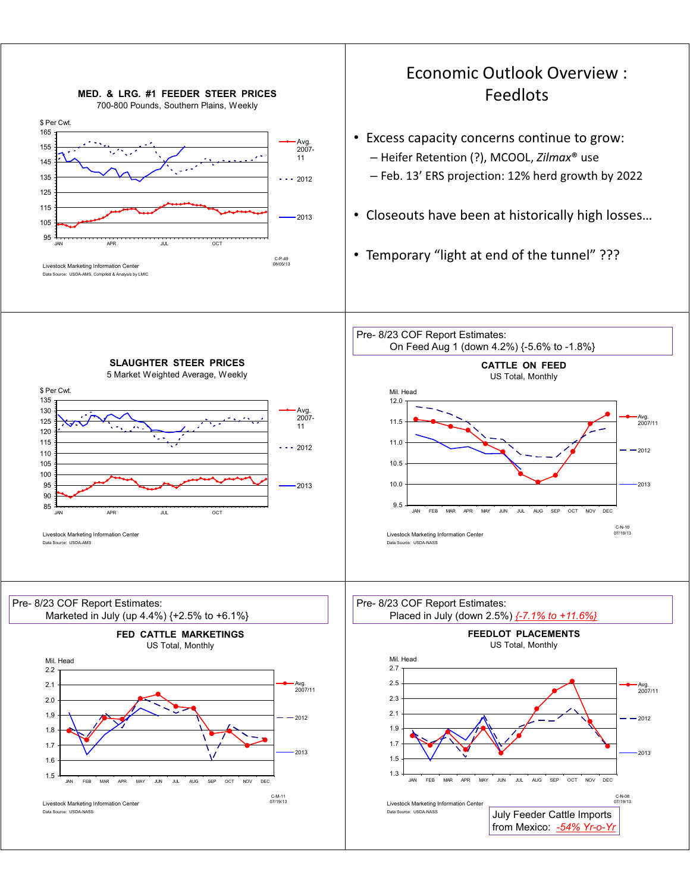**MED. & LRG. #1 FEEDER STEER PRICES**
700-800 Pounds, Southern Plains, Weekly

$ Per Cwt.

Avg. 2007-11 · 2012 · 2013

C-P-49
08/05/13

Livestock Marketing Information Center
Data Source: USDA-AMS, Compiled & Analysis by LMIC

# Economic Outlook Overview : Feedlots

- Excess capacity concerns continue to grow:
  - Heifer Retention (?), MCOOL, *Zilmax*® use
  - Feb. 13' ERS projection: 12% herd growth by 2022
- Closeouts have been at historically high losses…
- Temporary "light at end of the tunnel" ???

**SLAUGHTER STEER PRICES**
5 Market Weighted Average, Weekly

$ Per Cwt.

Avg. 2007-11 · 2012 · 2013

Livestock Marketing Information Center
Data Source: USDA-AMS

Pre- 8/23 COF Report Estimates:
On Feed Aug 1 (down 4.2%) {-5.6% to -1.8%}

**CATTLE ON FEED**
US Total, Monthly

Mil. Head

Avg. 2007/11 · 2012 · 2013

C-N-10
07/19/13

Livestock Marketing Information Center
Data Source: USDA-NASS

Pre- 8/23 COF Report Estimates:
Marketed in July (up 4.4%) {+2.5% to +6.1%}

**FED CATTLE MARKETINGS**
US Total, Monthly

Mil. Head

Avg. 2007/11 · 2012 · 2013

C-M-11
07/19/13

Livestock Marketing Information Center
Data Source: USDA-NASS

Pre- 8/23 COF Report Estimates:
Placed in July (down 2.5%) *{-7.1% to +11.6%}*

**FEEDLOT PLACEMENTS**
US Total, Monthly

Mil. Head

Avg. 2007/11 · 2012 · 2013

C-N-08
07/19/13

Livestock Marketing Information Center
Data Source: USDA-NASS

July Feeder Cattle Imports from Mexico: *-54% Yr-o-Yr*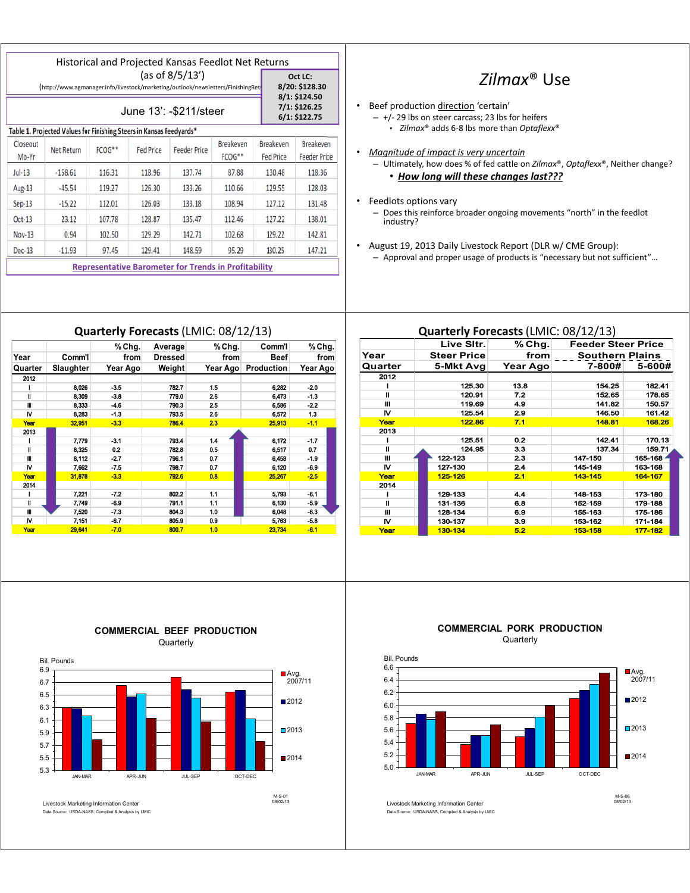## Historical and Projected Kansas Feedlot Net Returns

(as of 8/5/13')

(http://www.agmanager.info/livestock/marketing/outlook/newsletters/FinishingRet

**Oct LC:**
**8/20: $128.30**
**8/1: $124.50**
**7/1: $126.25**
**6/1: $122.75**

June 13': -$211/steer

**Table 1. Projected Values for Finishing Steers in Kansas feedyards***

| Closeout Mo-Yr | Net Return | FCOG** | Fed Price | Feeder Price | Breakeven FCOG** | Breakeven Fed Price | Breakeven Feeder Price |
|---|---|---|---|---|---|---|---|
| Jul-13 | -158.61 | 116.31 | 118.96 | 137.74 | 87.88 | 130.48 | 118.36 |
| Aug-13 | -45.54 | 119.27 | 126.30 | 133.26 | 110.66 | 129.55 | 128.03 |
| Sep-13 | -15.22 | 112.01 | 126.03 | 133.18 | 108.94 | 127.12 | 131.48 |
| Oct-13 | 23.12 | 107.78 | 128.87 | 135.47 | 112.46 | 127.22 | 138.01 |
| Nov-13 | 0.94 | 102.50 | 129.29 | 142.71 | 102.68 | 129.22 | 142.81 |
| Dec-13 | -11.93 | 97.45 | 129.41 | 148.59 | 95.29 | 130.25 | 147.21 |

Representative Barometer for Trends in Profitability

## *Zilmax*® Use

- Beef production direction 'certain'
  - +/- 29 lbs on steer carcass; 23 lbs for heifers
    - *Zilmax*® adds 6-8 lbs more than *Optaflexx*®
- *Magnitude of impact is very uncertain*
  - Ultimately, how does % of fed cattle on *Zilmax*®, *Optaflexx*®, Neither change?
    - ***How long will these changes last???***
- Feedlots options vary
  - Does this reinforce broader ongoing movements "north" in the feedlot industry?
- August 19, 2013 Daily Livestock Report (DLR w/ CME Group):
  - Approval and proper usage of products is "necessary but not sufficient"…

## Quarterly Forecasts (LMIC: 08/12/13)

| Year Quarter | Comm'l Slaughter | % Chg. from Year Ago | Average Dressed Weight | % Chg. from Year Ago | Comm'l Beef Production | % Chg. from Year Ago |
|---|---|---|---|---|---|---|
| **2012** | | | | | | |
| I | 8,026 | -3.5 | 782.7 | 1.5 | 6,282 | -2.0 |
| II | 8,309 | -3.8 | 779.0 | 2.6 | 6,473 | -1.3 |
| III | 8,333 | -4.6 | 790.3 | 2.5 | 6,586 | -2.2 |
| IV | 8,283 | -1.3 | 793.5 | 2.6 | 6,572 | 1.3 |
| **Year** | **32,951** | **-3.3** | **786.4** | **2.3** | **25,913** | **-1.1** |
| **2013** | | | | | | |
| I | 7,779 | -3.1 | 793.4 | 1.4 | 6,172 | -1.7 |
| II | 8,325 | 0.2 | 782.8 | 0.5 | 6,517 | 0.7 |
| III | 8,112 | -2.7 | 796.1 | 0.7 | 6,458 | -1.9 |
| IV | 7,662 | -7.5 | 798.7 | 0.7 | 6,120 | -6.9 |
| **Year** | **31,878** | **-3.3** | **792.6** | **0.8** | **25,267** | **-2.5** |
| **2014** | | | | | | |
| I | 7,221 | -7.2 | 802.2 | 1.1 | 5,793 | -6.1 |
| II | 7,749 | -6.9 | 791.1 | 1.1 | 6,130 | -5.9 |
| III | 7,520 | -7.3 | 804.3 | 1.0 | 6,048 | -6.3 |
| IV | 7,151 | -6.7 | 805.9 | 0.9 | 5,763 | -5.8 |
| **Year** | **29,641** | **-7.0** | **800.7** | **1.0** | **23,734** | **-6.1** |

## Quarterly Forecasts (LMIC: 08/12/13)

| Year Quarter | Live Sltr. Steer Price 5-Mkt Avg | % Chg. from Year Ago | Feeder Steer Price Southern Plains 7-800# | Feeder Steer Price Southern Plains 5-600# |
|---|---|---|---|---|
| **2012** | | | | |
| I | 125.30 | 13.8 | 154.25 | 182.41 |
| II | 120.91 | 7.2 | 152.65 | 178.65 |
| III | 119.69 | 4.9 | 141.82 | 150.57 |
| IV | 125.54 | 2.9 | 146.50 | 161.42 |
| **Year** | **122.86** | **7.1** | **148.81** | **168.26** |
| **2013** | | | | |
| I | 125.51 | 0.2 | 142.41 | 170.13 |
| II | 124.95 | 3.3 | 137.34 | 159.71 |
| III | 122-123 | 2.3 | 147-150 | 165-168 |
| IV | 127-130 | 2.4 | 145-149 | 163-168 |
| **Year** | **125-126** | **2.1** | **143-145** | **164-167** |
| **2014** | | | | |
| I | 129-133 | 4.4 | 148-153 | 173-180 |
| II | 131-136 | 6.8 | 152-159 | 179-188 |
| III | 128-134 | 6.9 | 155-163 | 175-186 |
| IV | 130-137 | 3.9 | 153-162 | 171-184 |
| **Year** | **130-134** | **5.2** | **153-158** | **177-182** |

### COMMERCIAL BEEF PRODUCTION

Quarterly

Bil. Pounds

Legend: Avg. 2007/11; 2012; 2013; 2014

JAN-MAR, APR-JUN, JUL-SEP, OCT-DEC

Livestock Marketing Information Center
Data Source: USDA-NASS, Compiled & Analysis by LMIC

M-S-01
08/02/13

### COMMERCIAL PORK PRODUCTION

Quarterly

Bil. Pounds

Legend: Avg. 2007/11; 2012; 2013; 2014

JAN-MAR, APR-JUN, JUL-SEP, OCT-DEC

Livestock Marketing Information Center
Data Source: USDA-NASS, Compiled & Analysis by LMIC

M-S-06
08/02/13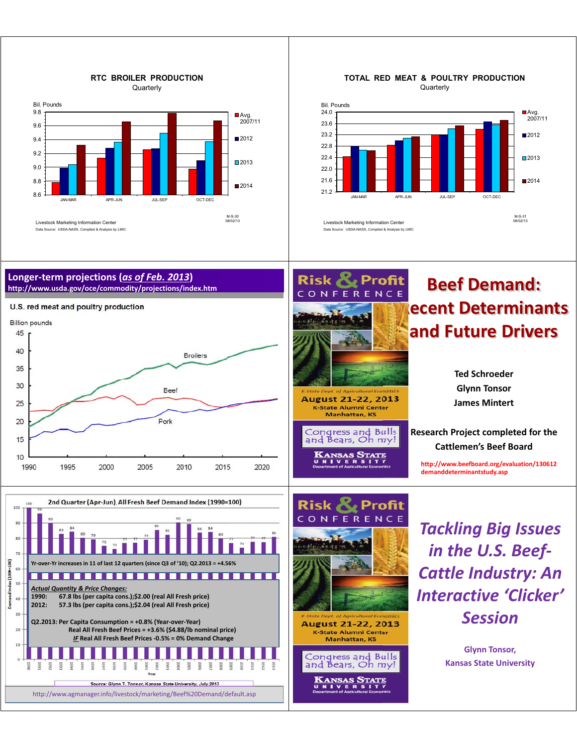## RTC BROILER PRODUCTION

Quarterly

Bil. Pounds

| Quarter | Avg. 2007/11 | 2012 | 2013 | 2014 |
|---|---|---|---|---|
| JAN-MAR | | | | |
| APR-JUN | | | | |
| JUL-SEP | | | | |
| OCT-DEC | | | | |

Livestock Marketing Information Center
Data Source: USDA-NASS, Compiled & Analysis by LMIC

M-S-30
08/02/13

## TOTAL RED MEAT & POULTRY PRODUCTION

Quarterly

Bil. Pounds

| Quarter | Avg. 2007/11 | 2012 | 2013 | 2014 |
|---|---|---|---|---|
| JAN-MAR | | | | |
| APR-JUN | | | | |
| JUL-SEP | | | | |
| OCT-DEC | | | | |

Livestock Marketing Information Center
Data Source: USDA-NASS, Compiled & Analysis by LMIC

M-S-31
08/02/13

## Longer-term projections (*as of Feb. 2013*)

http://www.usda.gov/oce/commodity/projections/index.htm

U.S. red meat and poultry production

Billion pounds

Broilers, Beef, Pork (1990–2020)

## Risk & Profit Conference

K-State Dept. of Agricultural Economics
August 21-22, 2013
K-State Alumni Center
Manhattan, KS

Congress and Bulls and Bears, Oh my!

Kansas State University Department of Agricultural Economics

# Beef Demand: Recent Determinants and Future Drivers

Ted Schroeder
Glynn Tonsor
James Mintert

Research Project completed for the Cattlemen's Beef Board

http://www.beefboard.org/evaluation/130612demanddeterminantstudy.asp

## 2nd Quarter (Apr-Jun), All Fresh Beef Demand Index (1990=100)

Demand Index (1990=100)

| Year | 1990 | 1991 | 1992 | 1993 | 1994 | 1995 | 1996 | 1997 | 1998 | 1999 | 2000 | 2001 | 2002 | 2003 | 2004 | 2005 | 2006 | 2007 | 2008 | 2009 | 2010 | 2011 | 2012 | 2013 |
|---|---|---|---|---|---|---|---|---|---|---|---|---|---|---|---|---|---|---|---|---|---|---|---|---|
| Index | 100 | 96 | 90 | 83 | 84 | 80 | 79 | 75 | 73 | 77 | 77 | 79 | 85 | 82 | 90 | 89 | 84 | 84 | 80 | 77 | 74 | 77 | 77 | 81 |

Yr-over-Yr increases in 11 of last 12 quarters (since Q3 of '10); Q2.2013 = +4.56%

***Actual Quantity & Price Changes:***
1990: 67.8 lbs (per capita cons.);$2.00 (real All Fresh price)
2012: 57.3 lbs (per capita cons.);$2.04 (real All Fresh price)

Q2.2013: Per Capita Consumption = +0.8% (Year-over-Year)
Real All Fresh Beef Prices = +3.6% ($4.88/lb nominal price)
*IF* Real All Fresh Beef Prices -0.5% = 0% Demand Change

Year

Source: Glynn T. Tonsor, Kansas State University, July 2013

http://www.agmanager.info/livestock/marketing/Beef%20Demand/default.asp

## Risk & Profit Conference

K-State Dept. of Agricultural Economics
August 21-22, 2013
K-State Alumni Center
Manhattan, KS

Congress and Bulls and Bears, Oh my!

Kansas State University Department of Agricultural Economics

# *Tackling Big Issues in the U.S. Beef-Cattle Industry: An Interactive 'Clicker' Session*

Glynn Tonsor,
Kansas State University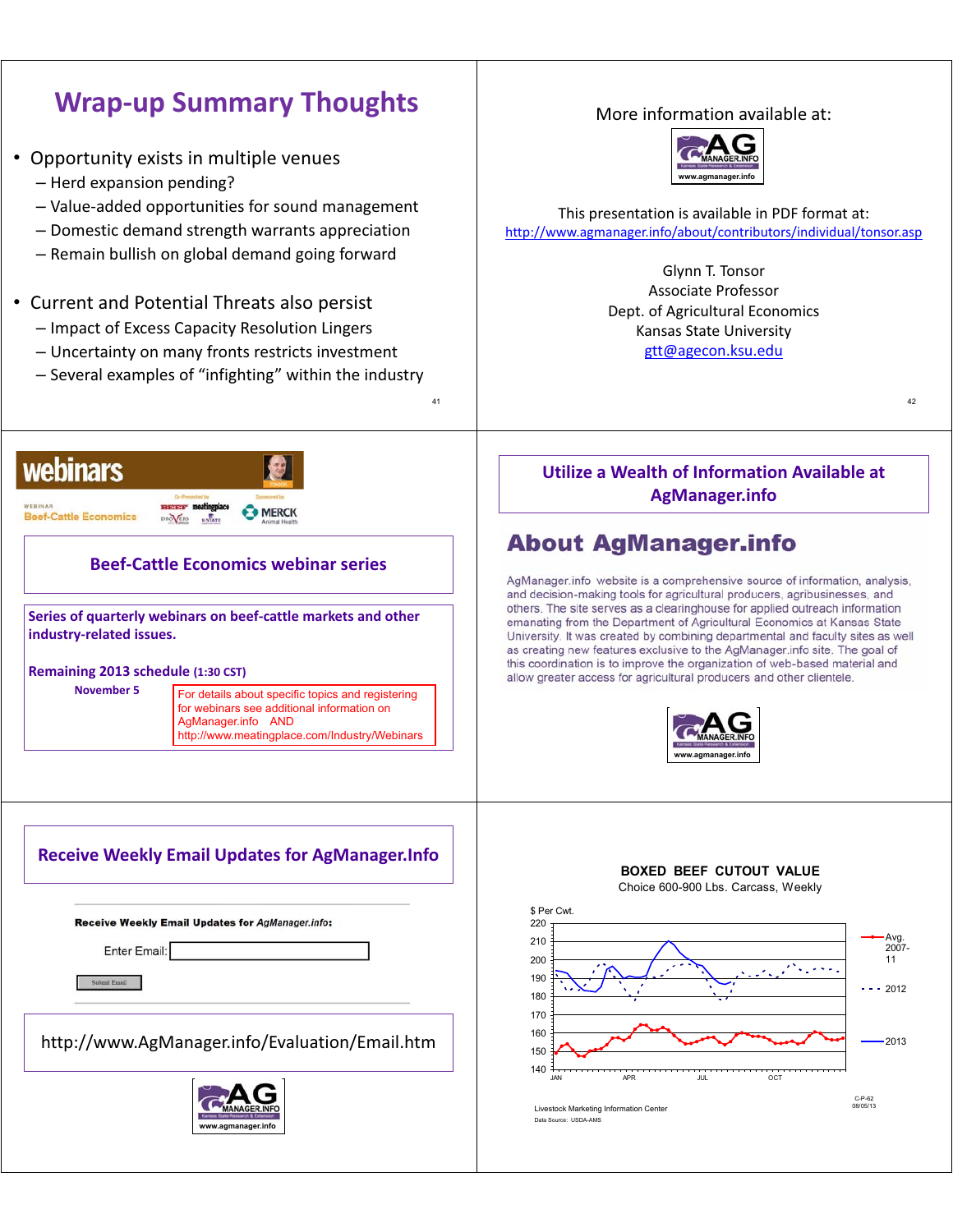## Wrap-up Summary Thoughts

- Opportunity exists in multiple venues
  - Herd expansion pending?
  - Value-added opportunities for sound management
  - Domestic demand strength warrants appreciation
  - Remain bullish on global demand going forward
- Current and Potential Threats also persist
  - Impact of Excess Capacity Resolution Lingers
  - Uncertainty on many fronts restricts investment
  - Several examples of "infighting" within the industry

More information available at:

AG MANAGER.INFO www.agmanager.info

This presentation is available in PDF format at:
http://www.agmanager.info/about/contributors/individual/tonsor.asp

Glynn T. Tonsor
Associate Professor
Dept. of Agricultural Economics
Kansas State University
gtt@agecon.ksu.edu

webinars

WEBINAR Beef-Cattle Economics

Co-Presented by BEEF meatingplace DROVERS K-STATE

Sponsored by MERCK Animal Health

### Beef-Cattle Economics webinar series

**Series of quarterly webinars on beef-cattle markets and other industry-related issues.**

**Remaining 2013 schedule (1:30 CST)**

**November 5**

For details about specific topics and registering for webinars see additional information on AgManager.info AND http://www.meatingplace.com/Industry/Webinars

### Utilize a Wealth of Information Available at AgManager.info

## About AgManager.info

AgManager.info website is a comprehensive source of information, analysis, and decision-making tools for agricultural producers, agribusinesses, and others. The site serves as a clearinghouse for applied outreach information emanating from the Department of Agricultural Economics at Kansas State University. It was created by combining departmental and faculty sites as well as creating new features exclusive to the AgManager.info site. The goal of this coordination is to improve the organization of web-based material and allow greater access for agricultural producers and other clientele.

AG MANAGER.INFO www.agmanager.info

### Receive Weekly Email Updates for AgManager.Info

**Receive Weekly Email Updates for** ***AgManager.info*****:**

Enter Email:

Submit Email

http://www.AgManager.info/Evaluation/Email.htm

AG MANAGER.INFO www.agmanager.info

**BOXED BEEF CUTOUT VALUE**
Choice 600-900 Lbs. Carcass, Weekly

$ Per Cwt.

Legend: Avg. 2007-11; 2012; 2013

Livestock Marketing Information Center
Data Source: USDA-AMS

C-P-62
08/05/13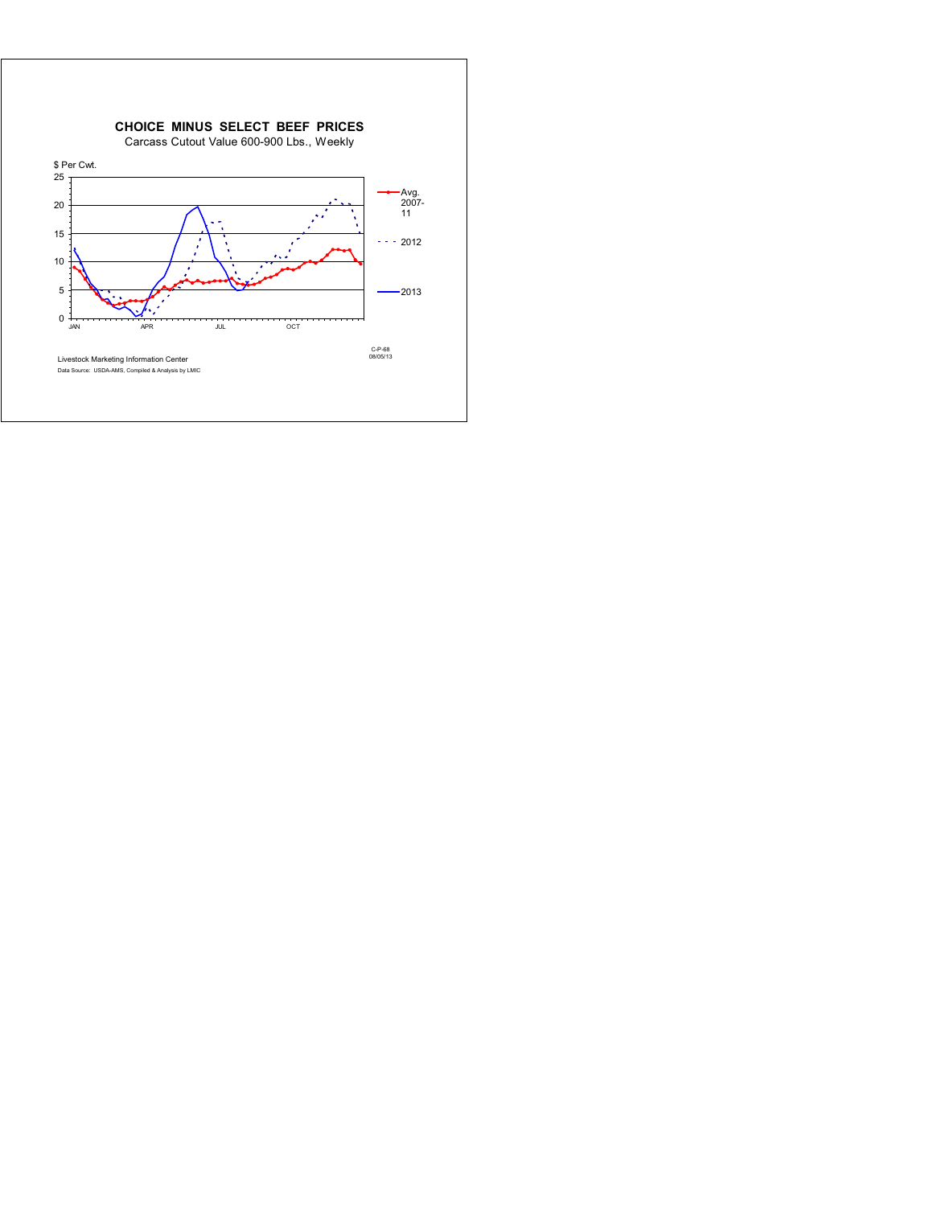## CHOICE MINUS SELECT BEEF PRICES

Carcass Cutout Value 600-900 Lbs., Weekly

$ Per Cwt.

25

20

15

10

5

0

JAN

APR

JUL

OCT

Avg. 2007-11

2012

2013

C-P-68
08/05/13

Livestock Marketing Information Center

Data Source: USDA-AMS, Compiled & Analysis by LMIC